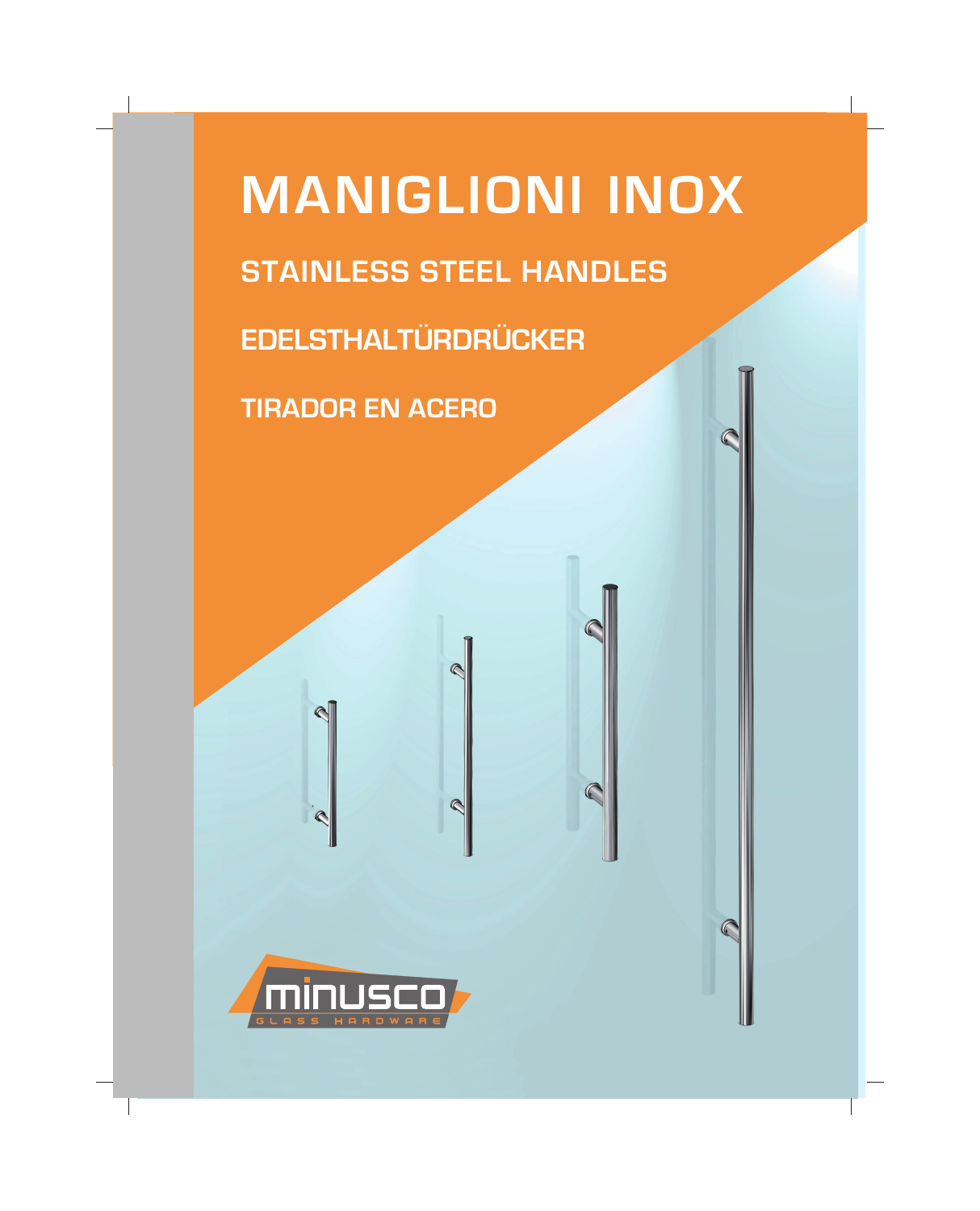# MANIGLIONI INOX

## STAINLESS STEEL HANDLES

## EDELSTHALTÜRDRÜCKER

## TIRADOR EN ACERO

minusco

GLASS HARDWARE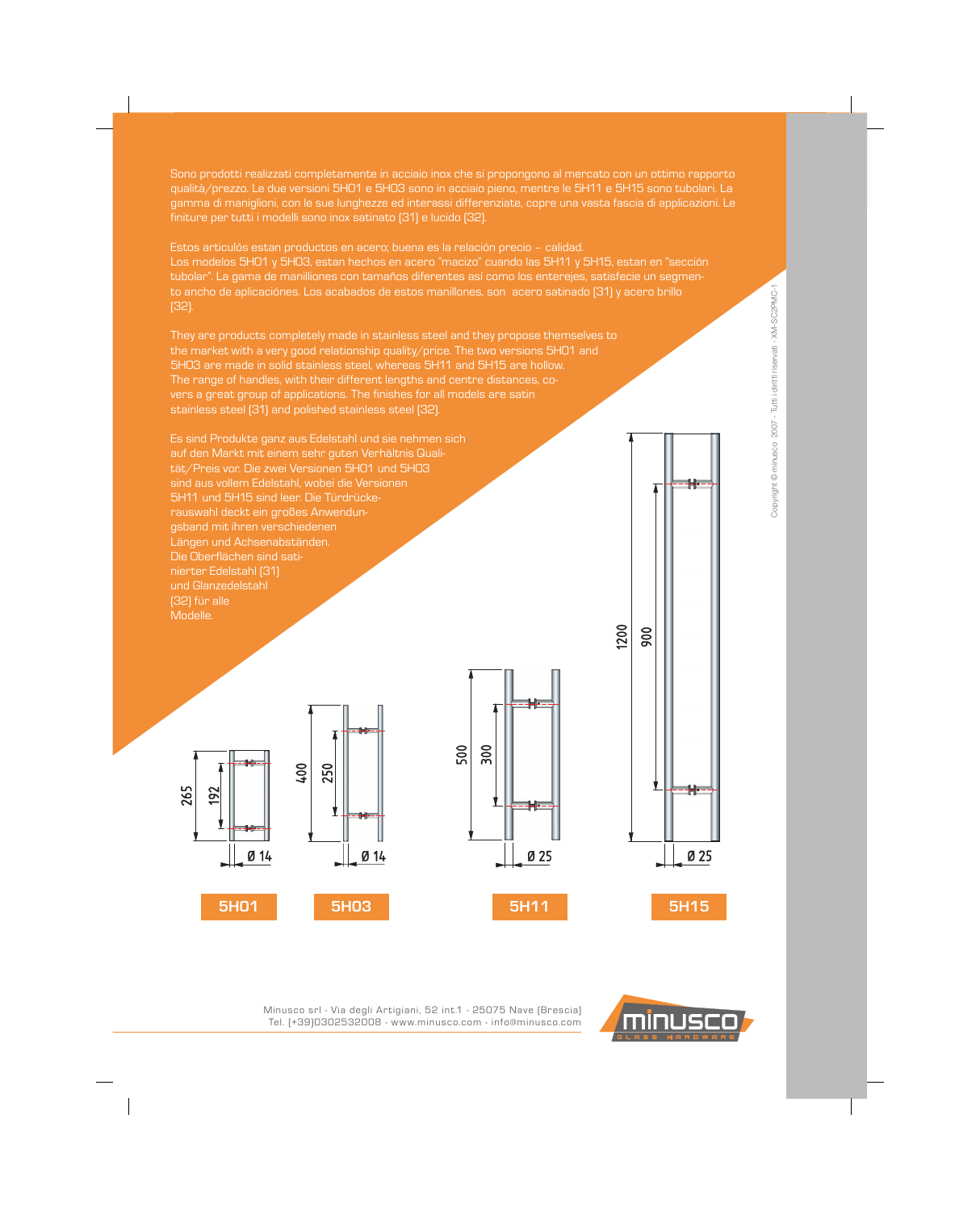Sono prodotti realizzati completamente in acciaio inox che si propongono al mercato con un ottimo rapporto qualità/prezzo. Le due versioni 5H01 e 5H03 sono in acciaio pieno, mentre le 5H11 e 5H15 sono tubolari. La gamma di maniglioni, con le sue lunghezze ed interassi differenziate, copre una vasta fascia di applicazioni. Le finiture per tutti i modelli sono inox satinato (31) e lucido (32).

Estos articulós estan productos en acero; buena es la relación precio – calidad.
Los modelos 5H01 y 5H03, estan hechos en acero "macizo" cuando las 5H11 y 5H15, estan en "sección tubolar". La gama de manilliones con tamaños diferentes así como los enterejes, satisfecie un segmento ancho de aplicaciónes. Los acabados de estos manillones, son acero satinado (31) y acero brillo (32).

They are products completely made in stainless steel and they propose themselves to the market with a very good relationship quality/price. The two versions 5H01 and 5H03 are made in solid stainless steel, whereas 5H11 and 5H15 are hollow. The range of handles, with their different lengths and centre distances, covers a great group of applications. The finishes for all models are satin stainless steel (31) and polished stainless steel (32).

Es sind Produkte ganz aus Edelstahl und sie nehmen sich auf den Markt mit einem sehr guten Verhältnis Qualität/Preis vor. Die zwei Versionen 5H01 und 5H03 sind aus vollem Edelstahl, wobei die Versionen 5H11 und 5H15 sind leer. Die Türdrückerauswahl deckt ein großes Anwendungsband mit ihren verschiedenen Längen und Achsenabständen. Die Oberflächen sind satinierter Edelstahl (31) und Glanzedelstahl (32) für alle Modelle.

265
192
Ø 14
**5H01**

400
250
Ø 14
**5H03**

500
300
Ø 25
**5H11**

1200
900
Ø 25
**5H15**

Copyright © minusco 2007 - Tutti i diritti riservati - XM-SC2PMC-1

Minusco srl - Via degli Artigiani, 52 int.1 - 25075 Nave (Brescia)
Tel. (+39)0302532008 - www.minusco.com - info@minusco.com

minusco GLASS HARDWARE